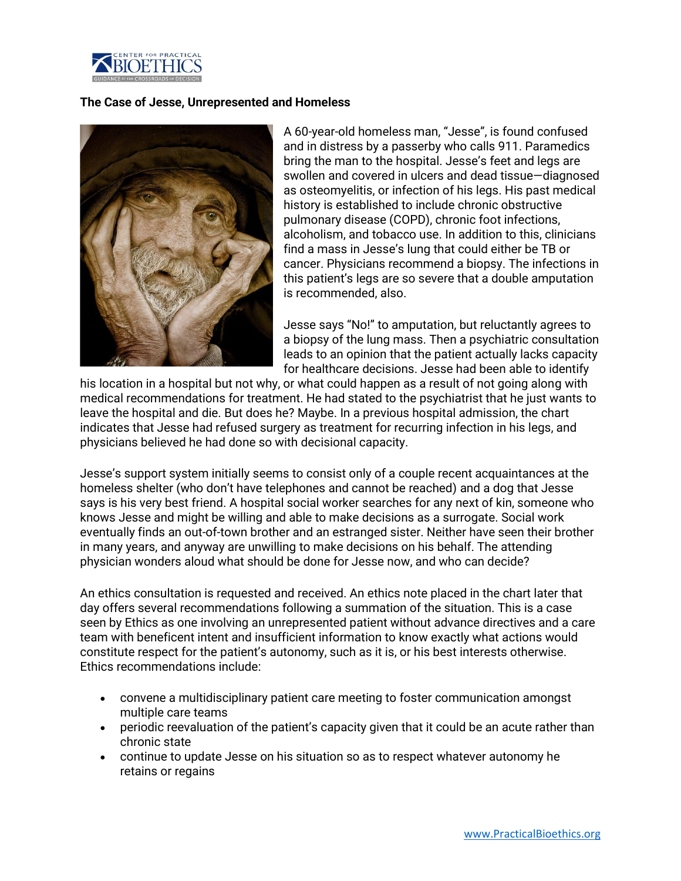## The Case of Jesse, Unrepresented and Homeless

A 60-year-old homeless man, "Jesse", is found confused and in distress by a passerby who calls 911. Paramedics bring the man to the hospital. Jesse's feet and legs are swollen and covered in ulcers and dead tissue—diagnosed as osteomyelitis, or infection of his legs. His past medical history is established to include chronic obstructive pulmonary disease (COPD), chronic foot infections, alcoholism, and tobacco use. In addition to this, clinicians find a mass in Jesse's lung that could either be TB or cancer. Physicians recommend a biopsy. The infections in this patient's legs are so severe that a double amputation is recommended, also.

Jesse says "No!" to amputation, but reluctantly agrees to a biopsy of the lung mass. Then a psychiatric consultation leads to an opinion that the patient actually lacks capacity for healthcare decisions. Jesse had been able to identify his location in a hospital but not why, or what could happen as a result of not going along with medical recommendations for treatment. He had stated to the psychiatrist that he just wants to leave the hospital and die. But does he? Maybe. In a previous hospital admission, the chart indicates that Jesse had refused surgery as treatment for recurring infection in his legs, and physicians believed he had done so with decisional capacity.

Jesse's support system initially seems to consist only of a couple recent acquaintances at the homeless shelter (who don't have telephones and cannot be reached) and a dog that Jesse says is his very best friend. A hospital social worker searches for any next of kin, someone who knows Jesse and might be willing and able to make decisions as a surrogate. Social work eventually finds an out-of-town brother and an estranged sister. Neither have seen their brother in many years, and anyway are unwilling to make decisions on his behalf. The attending physician wonders aloud what should be done for Jesse now, and who can decide?

An ethics consultation is requested and received. An ethics note placed in the chart later that day offers several recommendations following a summation of the situation. This is a case seen by Ethics as one involving an unrepresented patient without advance directives and a care team with beneficent intent and insufficient information to know exactly what actions would constitute respect for the patient's autonomy, such as it is, or his best interests otherwise. Ethics recommendations include:

- convene a multidisciplinary patient care meeting to foster communication amongst multiple care teams
- periodic reevaluation of the patient's capacity given that it could be an acute rather than chronic state
- continue to update Jesse on his situation so as to respect whatever autonomy he retains or regains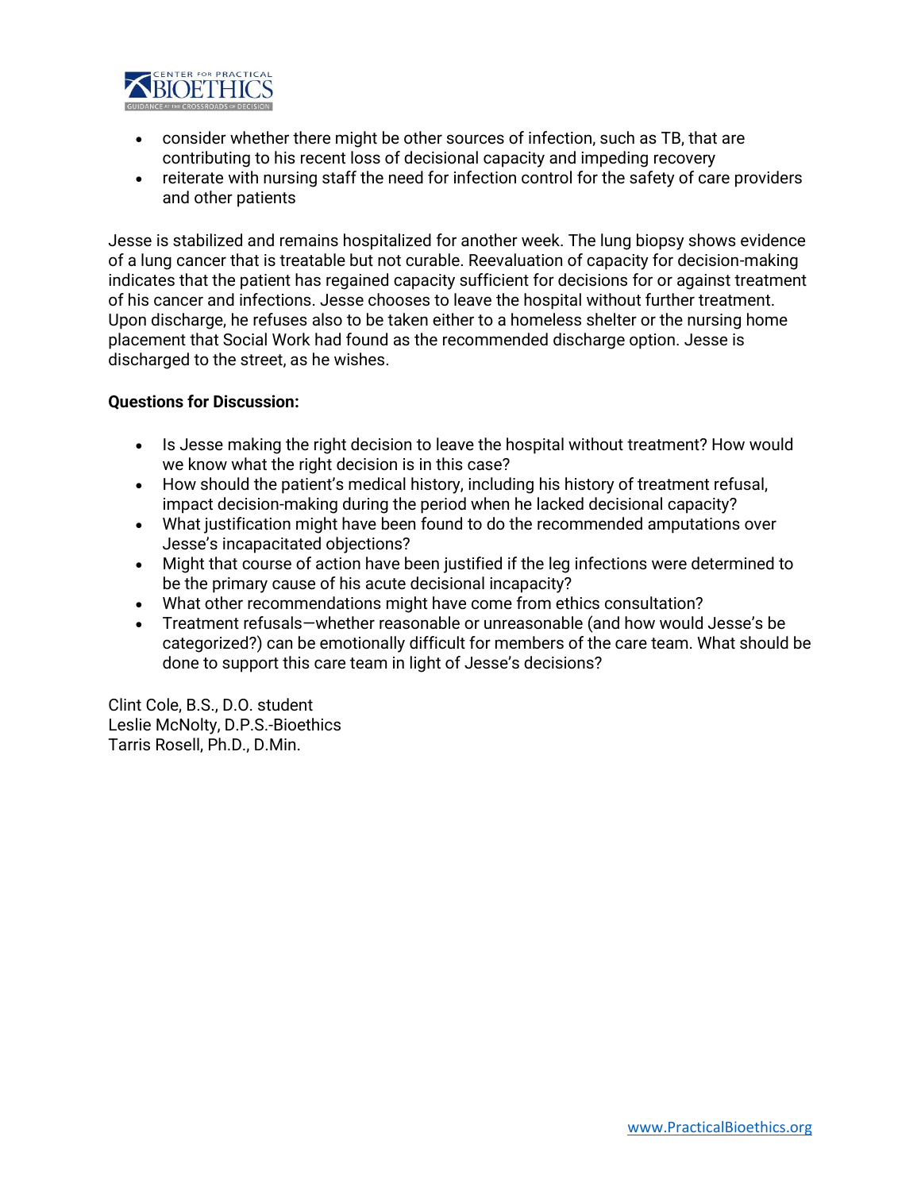- consider whether there might be other sources of infection, such as TB, that are contributing to his recent loss of decisional capacity and impeding recovery
- reiterate with nursing staff the need for infection control for the safety of care providers and other patients

Jesse is stabilized and remains hospitalized for another week. The lung biopsy shows evidence of a lung cancer that is treatable but not curable. Reevaluation of capacity for decision-making indicates that the patient has regained capacity sufficient for decisions for or against treatment of his cancer and infections. Jesse chooses to leave the hospital without further treatment. Upon discharge, he refuses also to be taken either to a homeless shelter or the nursing home placement that Social Work had found as the recommended discharge option. Jesse is discharged to the street, as he wishes.

**Questions for Discussion:**

- Is Jesse making the right decision to leave the hospital without treatment? How would we know what the right decision is in this case?
- How should the patient's medical history, including his history of treatment refusal, impact decision-making during the period when he lacked decisional capacity?
- What justification might have been found to do the recommended amputations over Jesse's incapacitated objections?
- Might that course of action have been justified if the leg infections were determined to be the primary cause of his acute decisional incapacity?
- What other recommendations might have come from ethics consultation?
- Treatment refusals—whether reasonable or unreasonable (and how would Jesse's be categorized?) can be emotionally difficult for members of the care team. What should be done to support this care team in light of Jesse's decisions?

Clint Cole, B.S., D.O. student
Leslie McNolty, D.P.S.-Bioethics
Tarris Rosell, Ph.D., D.Min.